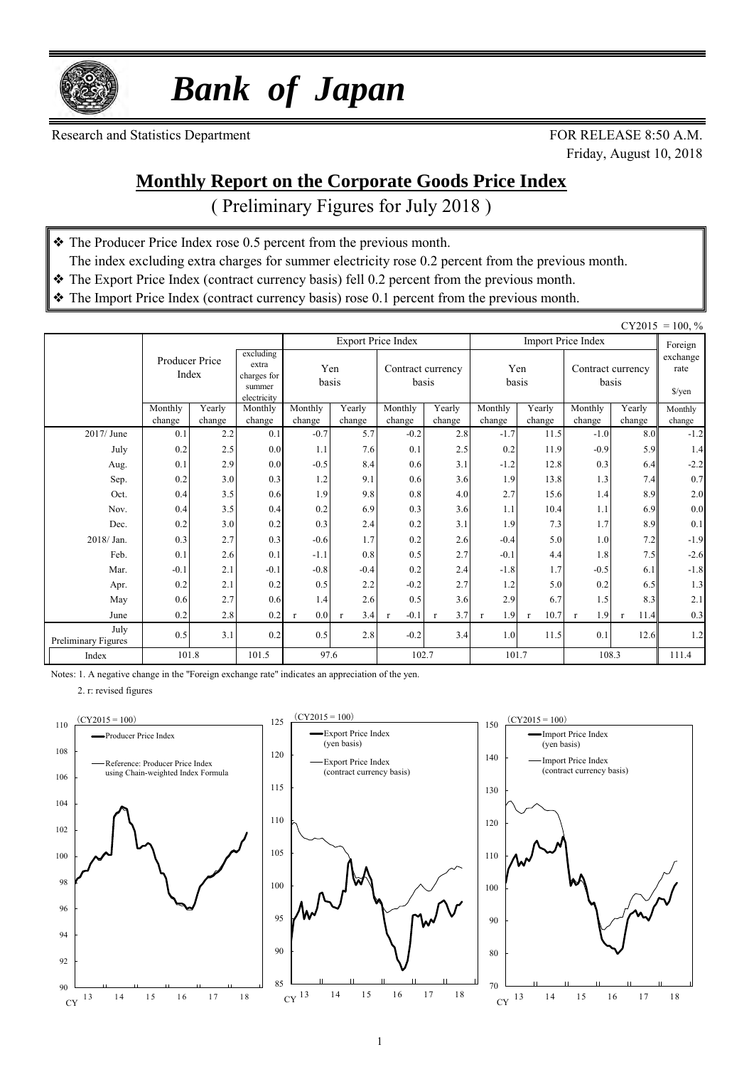# *Bank of Japan*

Research and Statistics Department

FOR RELEASE 8:50 A.M.
Friday, August 10, 2018

## Monthly Report on the Corporate Goods Price Index

( Preliminary Figures for July 2018 )

- ❖ The Producer Price Index rose 0.5 percent from the previous month.
  The index excluding extra charges for summer electricity rose 0.2 percent from the previous month.
- ❖ The Export Price Index (contract currency basis) fell 0.2 percent from the previous month.
- ❖ The Import Price Index (contract currency basis) rose 0.1 percent from the previous month.

CY2015 = 100, %

| | Producer Price Index | | excluding extra charges for summer electricity | Export Price Index | | | | Import Price Index | | | | Foreign exchange rate |
|---|---|---|---|---|---|---|---|---|---|---|---|---|
| | | | | Yen basis | | Contract currency basis | | Yen basis | | Contract currency basis | | $/yen |
| | Monthly change | Yearly change | Monthly change | Monthly change | Yearly change | Monthly change | Yearly change | Monthly change | Yearly change | Monthly change | Yearly change | Monthly change |
| 2017/ June | 0.1 | 2.2 | 0.1 | -0.7 | 5.7 | -0.2 | 2.8 | -1.7 | 11.5 | -1.0 | 8.0 | -1.2 |
| July | 0.2 | 2.5 | 0.0 | 1.1 | 7.6 | 0.1 | 2.5 | 0.2 | 11.9 | -0.9 | 5.9 | 1.4 |
| Aug. | 0.1 | 2.9 | 0.0 | -0.5 | 8.4 | 0.6 | 3.1 | -1.2 | 12.8 | 0.3 | 6.4 | -2.2 |
| Sep. | 0.2 | 3.0 | 0.3 | 1.2 | 9.1 | 0.6 | 3.6 | 1.9 | 13.8 | 1.3 | 7.4 | 0.7 |
| Oct. | 0.4 | 3.5 | 0.6 | 1.9 | 9.8 | 0.8 | 4.0 | 2.7 | 15.6 | 1.4 | 8.9 | 2.0 |
| Nov. | 0.4 | 3.5 | 0.4 | 0.2 | 6.9 | 0.3 | 3.6 | 1.1 | 10.4 | 1.1 | 6.9 | 0.0 |
| Dec. | 0.2 | 3.0 | 0.2 | 0.3 | 2.4 | 0.2 | 3.1 | 1.9 | 7.3 | 1.7 | 8.9 | 0.1 |
| 2018/ Jan. | 0.3 | 2.7 | 0.3 | -0.6 | 1.7 | 0.2 | 2.6 | -0.4 | 5.0 | 1.0 | 7.2 | -1.9 |
| Feb. | 0.1 | 2.6 | 0.1 | -1.1 | 0.8 | 0.5 | 2.7 | -0.1 | 4.4 | 1.8 | 7.5 | -2.6 |
| Mar. | -0.1 | 2.1 | -0.1 | -0.8 | -0.4 | 0.2 | 2.4 | -1.8 | 1.7 | -0.5 | 6.1 | -1.8 |
| Apr. | 0.2 | 2.1 | 0.2 | 0.5 | 2.2 | -0.2 | 2.7 | 1.2 | 5.0 | 0.2 | 6.5 | 1.3 |
| May | 0.6 | 2.7 | 0.6 | 1.4 | 2.6 | 0.5 | 3.6 | 2.9 | 6.7 | 1.5 | 8.3 | 2.1 |
| June | 0.2 | 2.8 | 0.2 | r 0.0 | r 3.4 | r -0.1 | r 3.7 | r 1.9 | r 10.7 | r 1.9 | r 11.4 | 0.3 |
| July Preliminary Figures | 0.5 | 3.1 | 0.2 | 0.5 | 2.8 | -0.2 | 3.4 | 1.0 | 11.5 | 0.1 | 12.6 | 1.2 |
| Index | 101.8 | | 101.5 | 97.6 | | 102.7 | | 101.7 | | 108.3 | | 111.4 |

Notes: 1. A negative change in the "Foreign exchange rate" indicates an appreciation of the yen.

2. r: revised figures

(CY2015 = 100) — Producer Price Index; Reference: Producer Price Index using Chain-weighted Index Formula

(CY2015 = 100) — Export Price Index (yen basis); Export Price Index (contract currency basis)

(CY2015 = 100) — Import Price Index (yen basis); Import Price Index (contract currency basis)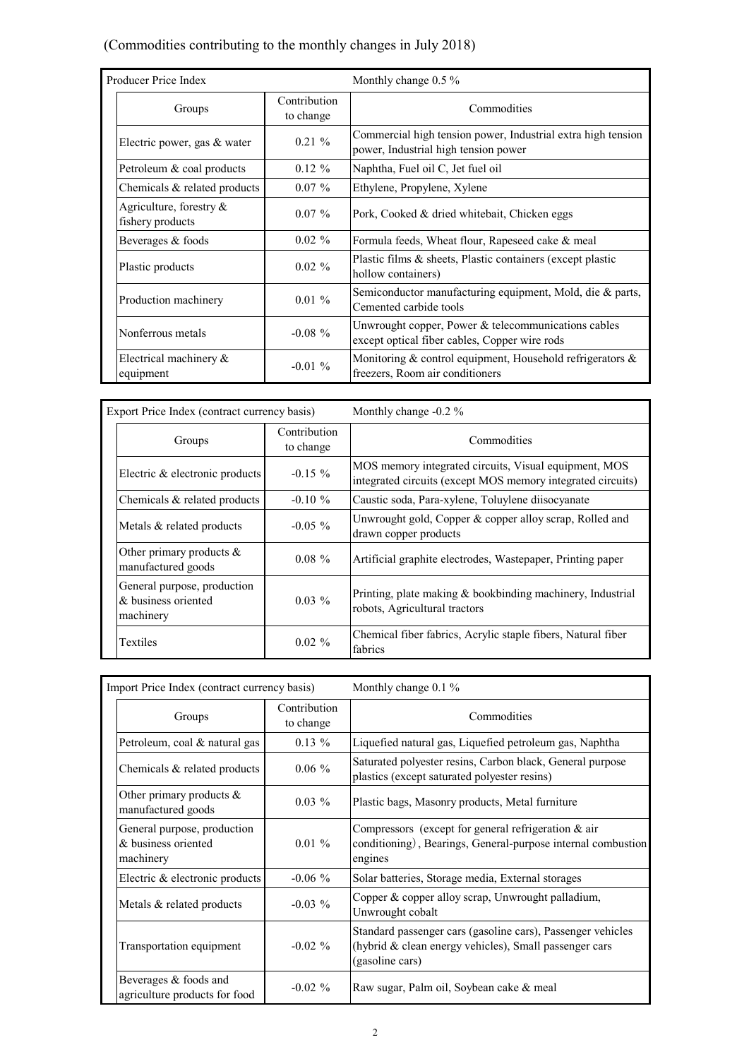(Commodities contributing to the monthly changes in July 2018)

| Producer Price Index | | Monthly change 0.5 % |
|---|---|---|
| Groups | Contribution to change | Commodities |
| Electric power, gas & water | 0.21 % | Commercial high tension power, Industrial extra high tension power, Industrial high tension power |
| Petroleum & coal products | 0.12 % | Naphtha, Fuel oil C, Jet fuel oil |
| Chemicals & related products | 0.07 % | Ethylene, Propylene, Xylene |
| Agriculture, forestry & fishery products | 0.07 % | Pork, Cooked & dried whitebait, Chicken eggs |
| Beverages & foods | 0.02 % | Formula feeds, Wheat flour, Rapeseed cake & meal |
| Plastic products | 0.02 % | Plastic films & sheets, Plastic containers (except plastic hollow containers) |
| Production machinery | 0.01 % | Semiconductor manufacturing equipment, Mold, die & parts, Cemented carbide tools |
| Nonferrous metals | -0.08 % | Unwrought copper, Power & telecommunications cables except optical fiber cables, Copper wire rods |
| Electrical machinery & equipment | -0.01 % | Monitoring & control equipment, Household refrigerators & freezers, Room air conditioners |

| Export Price Index (contract currency basis) | | Monthly change -0.2 % |
|---|---|---|
| Groups | Contribution to change | Commodities |
| Electric & electronic products | -0.15 % | MOS memory integrated circuits, Visual equipment, MOS integrated circuits (except MOS memory integrated circuits) |
| Chemicals & related products | -0.10 % | Caustic soda, Para-xylene, Toluylene diisocyanate |
| Metals & related products | -0.05 % | Unwrought gold, Copper & copper alloy scrap, Rolled and drawn copper products |
| Other primary products & manufactured goods | 0.08 % | Artificial graphite electrodes, Wastepaper, Printing paper |
| General purpose, production & business oriented machinery | 0.03 % | Printing, plate making & bookbinding machinery, Industrial robots, Agricultural tractors |
| Textiles | 0.02 % | Chemical fiber fabrics, Acrylic staple fibers, Natural fiber fabrics |

| Import Price Index (contract currency basis) | | Monthly change 0.1 % |
|---|---|---|
| Groups | Contribution to change | Commodities |
| Petroleum, coal & natural gas | 0.13 % | Liquefied natural gas, Liquefied petroleum gas, Naphtha |
| Chemicals & related products | 0.06 % | Saturated polyester resins, Carbon black, General purpose plastics (except saturated polyester resins) |
| Other primary products & manufactured goods | 0.03 % | Plastic bags, Masonry products, Metal furniture |
| General purpose, production & business oriented machinery | 0.01 % | Compressors (except for general refrigeration & air conditioning), Bearings, General-purpose internal combustion engines |
| Electric & electronic products | -0.06 % | Solar batteries, Storage media, External storages |
| Metals & related products | -0.03 % | Copper & copper alloy scrap, Unwrought palladium, Unwrought cobalt |
| Transportation equipment | -0.02 % | Standard passenger cars (gasoline cars), Passenger vehicles (hybrid & clean energy vehicles), Small passenger cars (gasoline cars) |
| Beverages & foods and agriculture products for food | -0.02 % | Raw sugar, Palm oil, Soybean cake & meal |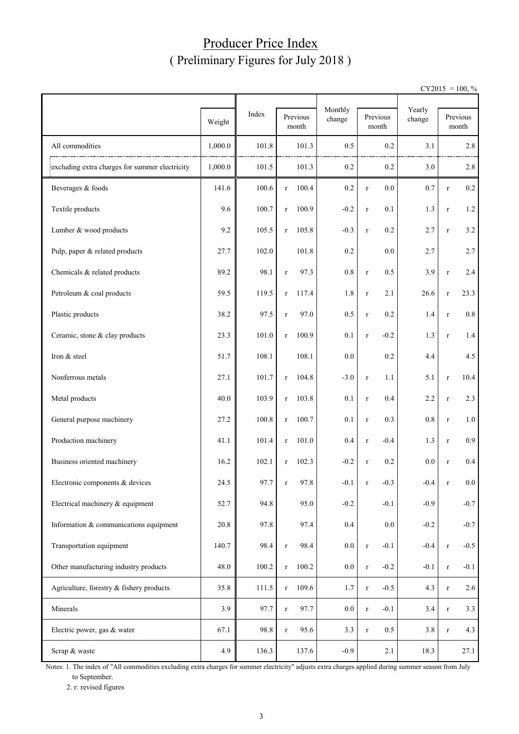# Producer Price Index
## ( Preliminary Figures for July 2018 )

CY2015 = 100, %

| | Weight | Index | Previous month | Monthly change | Previous month | Yearly change | Previous month |
|---|---|---|---|---|---|---|---|
| All commodities | 1,000.0 | 101.8 | 101.3 | 0.5 | 0.2 | 3.1 | 2.8 |
| excluding extra charges for summer electricity | 1,000.0 | 101.5 | 101.3 | 0.2 | 0.2 | 3.0 | 2.8 |
| Beverages & foods | 141.6 | 100.6 | r 100.4 | 0.2 | r 0.0 | 0.7 | r 0.2 |
| Textile products | 9.6 | 100.7 | r 100.9 | -0.2 | r 0.1 | 1.3 | r 1.2 |
| Lumber & wood products | 9.2 | 105.5 | r 105.8 | -0.3 | r 0.2 | 2.7 | r 3.2 |
| Pulp, paper & related products | 27.7 | 102.0 | 101.8 | 0.2 | 0.0 | 2.7 | 2.7 |
| Chemicals & related products | 89.2 | 98.1 | r 97.3 | 0.8 | r 0.5 | 3.9 | r 2.4 |
| Petroleum & coal products | 59.5 | 119.5 | r 117.4 | 1.8 | r 2.1 | 26.6 | r 23.3 |
| Plastic products | 38.2 | 97.5 | r 97.0 | 0.5 | r 0.2 | 1.4 | r 0.8 |
| Ceramic, stone & clay products | 23.3 | 101.0 | r 100.9 | 0.1 | r -0.2 | 1.3 | r 1.4 |
| Iron & steel | 51.7 | 108.1 | 108.1 | 0.0 | 0.2 | 4.4 | 4.5 |
| Nonferrous metals | 27.1 | 101.7 | r 104.8 | -3.0 | r 1.1 | 5.1 | r 10.4 |
| Metal products | 40.0 | 103.9 | r 103.8 | 0.1 | r 0.4 | 2.2 | r 2.3 |
| General purpose machinery | 27.2 | 100.8 | r 100.7 | 0.1 | r 0.3 | 0.8 | r 1.0 |
| Production machinery | 41.1 | 101.4 | r 101.0 | 0.4 | r -0.4 | 1.3 | r 0.9 |
| Business oriented machinery | 16.2 | 102.1 | r 102.3 | -0.2 | r 0.2 | 0.0 | r 0.4 |
| Electronic components & devices | 24.5 | 97.7 | r 97.8 | -0.1 | r -0.3 | -0.4 | r 0.0 |
| Electrical machinery & equipment | 52.7 | 94.8 | 95.0 | -0.2 | -0.1 | -0.9 | -0.7 |
| Information & communications equipment | 20.8 | 97.8 | 97.4 | 0.4 | 0.0 | -0.2 | -0.7 |
| Transportation equipment | 140.7 | 98.4 | r 98.4 | 0.0 | r -0.1 | -0.4 | r -0.5 |
| Other manufacturing industry products | 48.0 | 100.2 | r 100.2 | 0.0 | r -0.2 | -0.1 | r -0.1 |
| Agriculture, forestry & fishery products | 35.8 | 111.5 | r 109.6 | 1.7 | r -0.5 | 4.3 | r 2.6 |
| Minerals | 3.9 | 97.7 | r 97.7 | 0.0 | r -0.1 | 3.4 | r 3.3 |
| Electric power, gas & water | 67.1 | 98.8 | r 95.6 | 3.3 | r 0.5 | 3.8 | r 4.3 |
| Scrap & waste | 4.9 | 136.3 | 137.6 | -0.9 | 2.1 | 18.3 | 27.1 |

Notes: 1. The index of "All commodities excluding extra charges for summer electricity" adjusts extra charges applied during summer season from July to September.

2. r: revised figures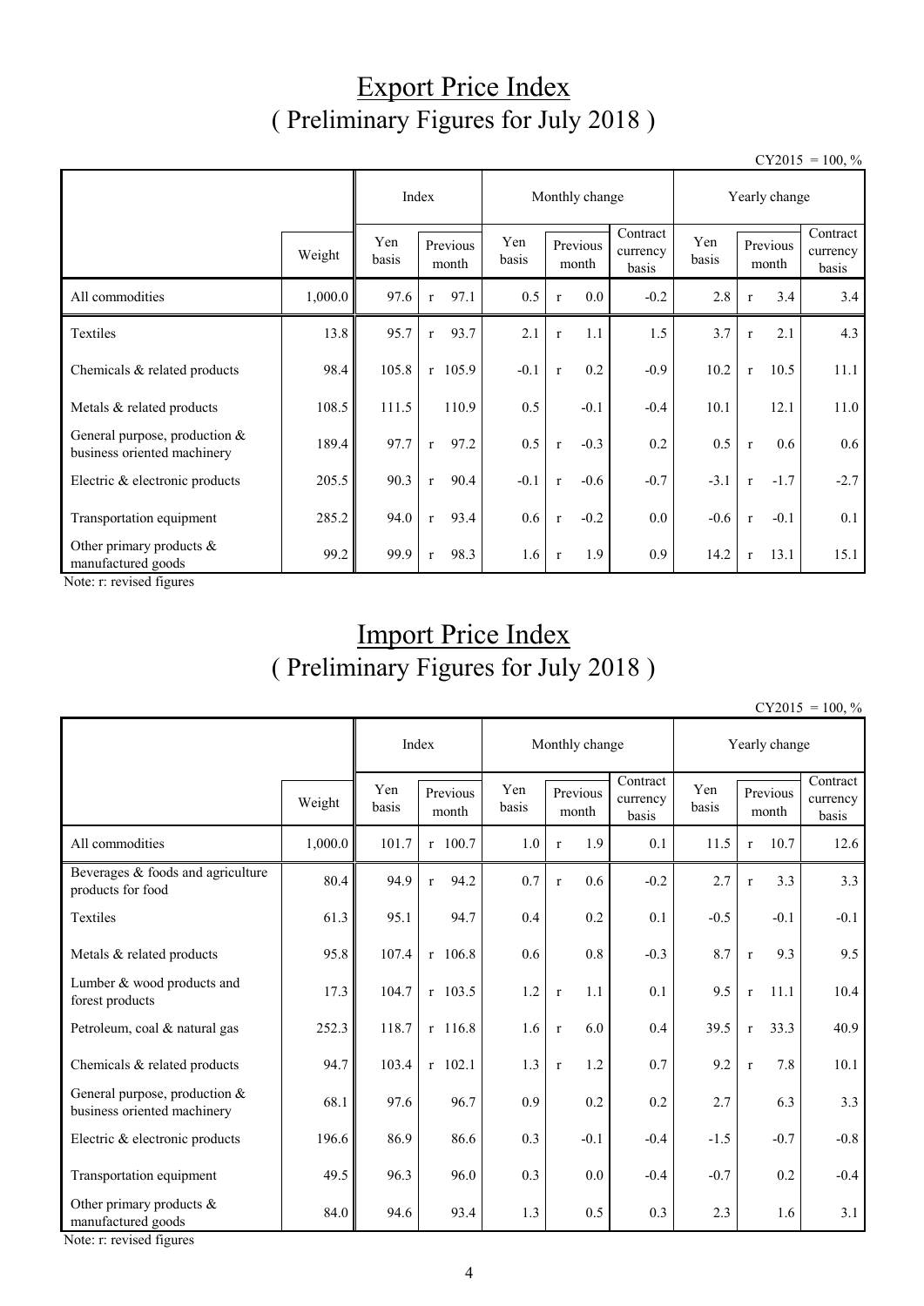# Export Price Index
## ( Preliminary Figures for July 2018 )

CY2015 = 100, %

| | | Index | | Monthly change | | | Yearly change | | |
|---|---|---|---|---|---|---|---|---|---|
| | Weight | Yen basis | Previous month | Yen basis | Previous month | Contract currency basis | Yen basis | Previous month | Contract currency basis |
| All commodities | 1,000.0 | 97.6 | r 97.1 | 0.5 | r 0.0 | -0.2 | 2.8 | r 3.4 | 3.4 |
| Textiles | 13.8 | 95.7 | r 93.7 | 2.1 | r 1.1 | 1.5 | 3.7 | r 2.1 | 4.3 |
| Chemicals & related products | 98.4 | 105.8 | r 105.9 | -0.1 | r 0.2 | -0.9 | 10.2 | r 10.5 | 11.1 |
| Metals & related products | 108.5 | 111.5 | 110.9 | 0.5 | -0.1 | -0.4 | 10.1 | 12.1 | 11.0 |
| General purpose, production & business oriented machinery | 189.4 | 97.7 | r 97.2 | 0.5 | r -0.3 | 0.2 | 0.5 | r 0.6 | 0.6 |
| Electric & electronic products | 205.5 | 90.3 | r 90.4 | -0.1 | r -0.6 | -0.7 | -3.1 | r -1.7 | -2.7 |
| Transportation equipment | 285.2 | 94.0 | r 93.4 | 0.6 | r -0.2 | 0.0 | -0.6 | r -0.1 | 0.1 |
| Other primary products & manufactured goods | 99.2 | 99.9 | r 98.3 | 1.6 | r 1.9 | 0.9 | 14.2 | r 13.1 | 15.1 |

Note: r: revised figures

# Import Price Index
## ( Preliminary Figures for July 2018 )

CY2015 = 100, %

| | | Index | | Monthly change | | | Yearly change | | |
|---|---|---|---|---|---|---|---|---|---|
| | Weight | Yen basis | Previous month | Yen basis | Previous month | Contract currency basis | Yen basis | Previous month | Contract currency basis |
| All commodities | 1,000.0 | 101.7 | r 100.7 | 1.0 | r 1.9 | 0.1 | 11.5 | r 10.7 | 12.6 |
| Beverages & foods and agriculture products for food | 80.4 | 94.9 | r 94.2 | 0.7 | r 0.6 | -0.2 | 2.7 | r 3.3 | 3.3 |
| Textiles | 61.3 | 95.1 | 94.7 | 0.4 | 0.2 | 0.1 | -0.5 | -0.1 | -0.1 |
| Metals & related products | 95.8 | 107.4 | r 106.8 | 0.6 | 0.8 | -0.3 | 8.7 | r 9.3 | 9.5 |
| Lumber & wood products and forest products | 17.3 | 104.7 | r 103.5 | 1.2 | r 1.1 | 0.1 | 9.5 | r 11.1 | 10.4 |
| Petroleum, coal & natural gas | 252.3 | 118.7 | r 116.8 | 1.6 | r 6.0 | 0.4 | 39.5 | r 33.3 | 40.9 |
| Chemicals & related products | 94.7 | 103.4 | r 102.1 | 1.3 | r 1.2 | 0.7 | 9.2 | r 7.8 | 10.1 |
| General purpose, production & business oriented machinery | 68.1 | 97.6 | 96.7 | 0.9 | 0.2 | 0.2 | 2.7 | 6.3 | 3.3 |
| Electric & electronic products | 196.6 | 86.9 | 86.6 | 0.3 | -0.1 | -0.4 | -1.5 | -0.7 | -0.8 |
| Transportation equipment | 49.5 | 96.3 | 96.0 | 0.3 | 0.0 | -0.4 | -0.7 | 0.2 | -0.4 |
| Other primary products & manufactured goods | 84.0 | 94.6 | 93.4 | 1.3 | 0.5 | 0.3 | 2.3 | 1.6 | 3.1 |

Note: r: revised figures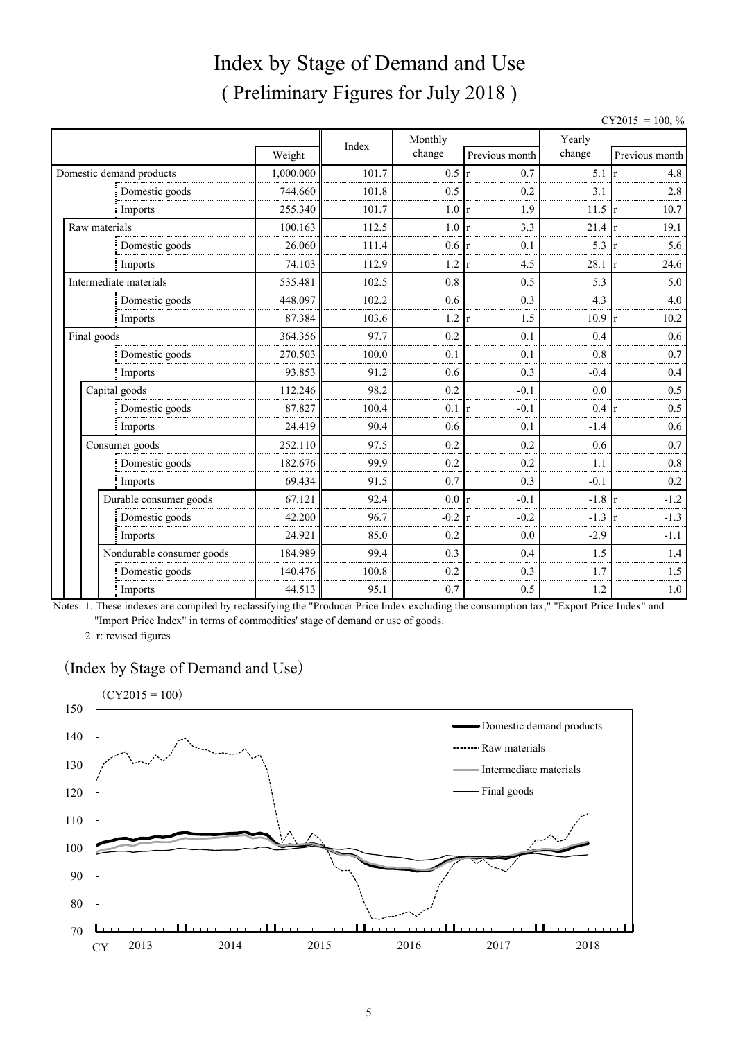# Index by Stage of Demand and Use

## ( Preliminary Figures for July 2018 )

CY2015 = 100, %

| | Weight | Index | Monthly change | Previous month | Yearly change | Previous month |
|---|---|---|---|---|---|---|
| Domestic demand products | 1,000.000 | 101.7 | 0.5 | r 0.7 | 5.1 | r 4.8 |
| Domestic goods | 744.660 | 101.8 | 0.5 | 0.2 | 3.1 | 2.8 |
| Imports | 255.340 | 101.7 | 1.0 | r 1.9 | 11.5 | r 10.7 |
| Raw materials | 100.163 | 112.5 | 1.0 | r 3.3 | 21.4 | r 19.1 |
| Domestic goods | 26.060 | 111.4 | 0.6 | r 0.1 | 5.3 | r 5.6 |
| Imports | 74.103 | 112.9 | 1.2 | r 4.5 | 28.1 | r 24.6 |
| Intermediate materials | 535.481 | 102.5 | 0.8 | 0.5 | 5.3 | 5.0 |
| Domestic goods | 448.097 | 102.2 | 0.6 | 0.3 | 4.3 | 4.0 |
| Imports | 87.384 | 103.6 | 1.2 | r 1.5 | 10.9 | r 10.2 |
| Final goods | 364.356 | 97.7 | 0.2 | 0.1 | 0.4 | 0.6 |
| Domestic goods | 270.503 | 100.0 | 0.1 | 0.1 | 0.8 | 0.7 |
| Imports | 93.853 | 91.2 | 0.6 | 0.3 | -0.4 | 0.4 |
| Capital goods | 112.246 | 98.2 | 0.2 | -0.1 | 0.0 | 0.5 |
| Domestic goods | 87.827 | 100.4 | 0.1 | r -0.1 | 0.4 | r 0.5 |
| Imports | 24.419 | 90.4 | 0.6 | 0.1 | -1.4 | 0.6 |
| Consumer goods | 252.110 | 97.5 | 0.2 | 0.2 | 0.6 | 0.7 |
| Domestic goods | 182.676 | 99.9 | 0.2 | 0.2 | 1.1 | 0.8 |
| Imports | 69.434 | 91.5 | 0.7 | 0.3 | -0.1 | 0.2 |
| Durable consumer goods | 67.121 | 92.4 | 0.0 | r -0.1 | -1.8 | r -1.2 |
| Domestic goods | 42.200 | 96.7 | -0.2 | r -0.2 | -1.3 | r -1.3 |
| Imports | 24.921 | 85.0 | 0.2 | 0.0 | -2.9 | -1.1 |
| Nondurable consumer goods | 184.989 | 99.4 | 0.3 | 0.4 | 1.5 | 1.4 |
| Domestic goods | 140.476 | 100.8 | 0.2 | 0.3 | 1.7 | 1.5 |
| Imports | 44.513 | 95.1 | 0.7 | 0.5 | 1.2 | 1.0 |

Notes: 1. These indexes are compiled by reclassifying the "Producer Price Index excluding the consumption tax," "Export Price Index" and "Import Price Index" in terms of commodities' stage of demand or use of goods.

2. r: revised figures

(Index by Stage of Demand and Use)

(CY2015 = 100)

Legend: Domestic demand products; Raw materials; Intermediate materials; Final goods

CY 2013 2014 2015 2016 2017 2018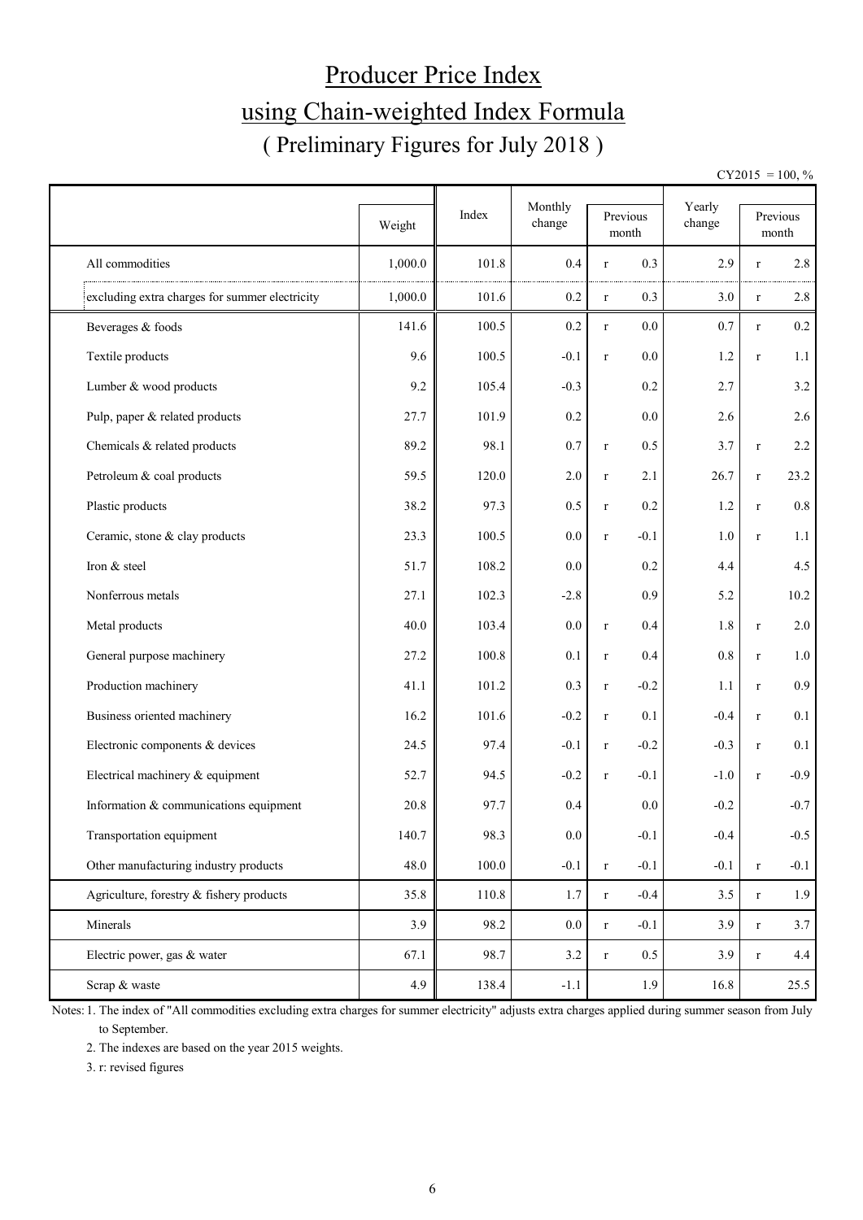# Producer Price Index
# using Chain-weighted Index Formula
## ( Preliminary Figures for July 2018 )

CY2015 = 100, %

| | Weight | Index | Monthly change | Previous month | | Yearly change | Previous month | |
|---|---|---|---|---|---|---|---|---|
| All commodities | 1,000.0 | 101.8 | 0.4 | r | 0.3 | 2.9 | r | 2.8 |
| excluding extra charges for summer electricity | 1,000.0 | 101.6 | 0.2 | r | 0.3 | 3.0 | r | 2.8 |
| Beverages & foods | 141.6 | 100.5 | 0.2 | r | 0.0 | 0.7 | r | 0.2 |
| Textile products | 9.6 | 100.5 | -0.1 | r | 0.0 | 1.2 | r | 1.1 |
| Lumber & wood products | 9.2 | 105.4 | -0.3 | | 0.2 | 2.7 | | 3.2 |
| Pulp, paper & related products | 27.7 | 101.9 | 0.2 | | 0.0 | 2.6 | | 2.6 |
| Chemicals & related products | 89.2 | 98.1 | 0.7 | r | 0.5 | 3.7 | r | 2.2 |
| Petroleum & coal products | 59.5 | 120.0 | 2.0 | r | 2.1 | 26.7 | r | 23.2 |
| Plastic products | 38.2 | 97.3 | 0.5 | r | 0.2 | 1.2 | r | 0.8 |
| Ceramic, stone & clay products | 23.3 | 100.5 | 0.0 | r | -0.1 | 1.0 | r | 1.1 |
| Iron & steel | 51.7 | 108.2 | 0.0 | | 0.2 | 4.4 | | 4.5 |
| Nonferrous metals | 27.1 | 102.3 | -2.8 | | 0.9 | 5.2 | | 10.2 |
| Metal products | 40.0 | 103.4 | 0.0 | r | 0.4 | 1.8 | r | 2.0 |
| General purpose machinery | 27.2 | 100.8 | 0.1 | r | 0.4 | 0.8 | r | 1.0 |
| Production machinery | 41.1 | 101.2 | 0.3 | r | -0.2 | 1.1 | r | 0.9 |
| Business oriented machinery | 16.2 | 101.6 | -0.2 | r | 0.1 | -0.4 | r | 0.1 |
| Electronic components & devices | 24.5 | 97.4 | -0.1 | r | -0.2 | -0.3 | r | 0.1 |
| Electrical machinery & equipment | 52.7 | 94.5 | -0.2 | r | -0.1 | -1.0 | r | -0.9 |
| Information & communications equipment | 20.8 | 97.7 | 0.4 | | 0.0 | -0.2 | | -0.7 |
| Transportation equipment | 140.7 | 98.3 | 0.0 | | -0.1 | -0.4 | | -0.5 |
| Other manufacturing industry products | 48.0 | 100.0 | -0.1 | r | -0.1 | -0.1 | r | -0.1 |
| Agriculture, forestry & fishery products | 35.8 | 110.8 | 1.7 | r | -0.4 | 3.5 | r | 1.9 |
| Minerals | 3.9 | 98.2 | 0.0 | r | -0.1 | 3.9 | r | 3.7 |
| Electric power, gas & water | 67.1 | 98.7 | 3.2 | r | 0.5 | 3.9 | r | 4.4 |
| Scrap & waste | 4.9 | 138.4 | -1.1 | | 1.9 | 16.8 | | 25.5 |

Notes: 1. The index of "All commodities excluding extra charges for summer electricity" adjusts extra charges applied during summer season from July to September.

2. The indexes are based on the year 2015 weights.

3. r: revised figures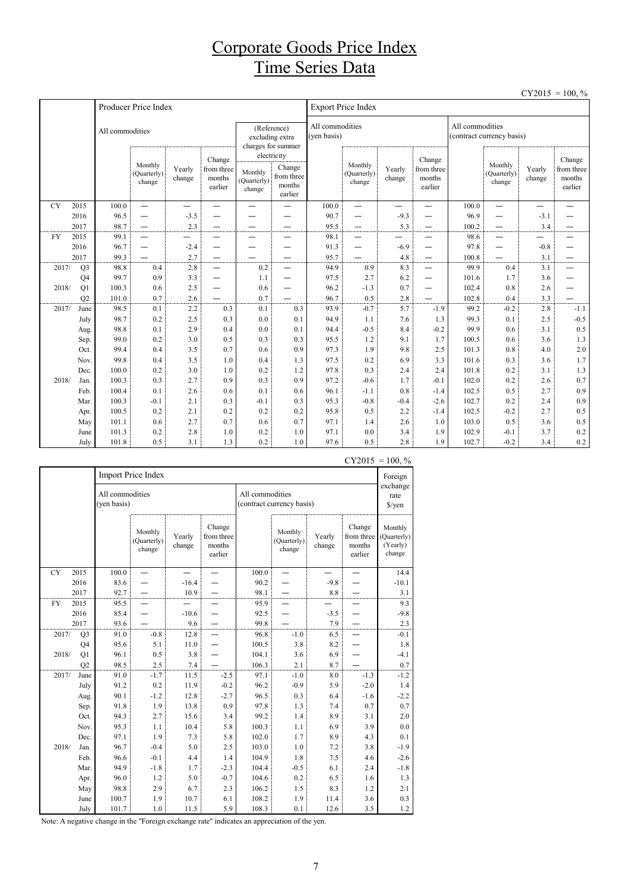# Corporate Goods Price Index
# Time Series Data

CY2015 = 100, %

| | | Producer Price Index | | | | | | Export Price Index | | | | | | | |
|---|---|---|---|---|---|---|---|---|---|---|---|---|---|---|---|
| | | All commodities | | | | (Reference) excluding extra charges for summer electricity | | All commodities (yen basis) | | | | All commodities (contract currency basis) | | | |
| | | | Monthly (Quarterly) change | Yearly change | Change from three months earlier | Monthly (Quarterly) change | Change from three months earlier | | Monthly (Quarterly) change | Yearly change | Change from three months earlier | | Monthly (Quarterly) change | Yearly change | Change from three months earlier |
| CY | 2015 | 100.0 | ― | ― | ― | ― | ― | 100.0 | ― | ― | ― | 100.0 | ― | ― | ― |
| | 2016 | 96.5 | ― | -3.5 | ― | ― | ― | 90.7 | ― | -9.3 | ― | 96.9 | ― | -3.1 | ― |
| | 2017 | 98.7 | ― | 2.3 | ― | ― | ― | 95.5 | ― | 5.3 | ― | 100.2 | ― | 3.4 | ― |
| FY | 2015 | 99.1 | ― | ― | ― | ― | ― | 98.1 | ― | ― | ― | 98.6 | ― | ― | ― |
| | 2016 | 96.7 | ― | -2.4 | ― | ― | ― | 91.3 | ― | -6.9 | ― | 97.8 | ― | -0.8 | ― |
| | 2017 | 99.3 | ― | 2.7 | ― | ― | ― | 95.7 | ― | 4.8 | ― | 100.8 | ― | 3.1 | ― |
| 2017/ | Q3 | 98.8 | 0.4 | 2.8 | ― | 0.2 | ― | 94.9 | 0.9 | 8.3 | ― | 99.9 | 0.4 | 3.1 | ― |
| | Q4 | 99.7 | 0.9 | 3.3 | ― | 1.1 | ― | 97.5 | 2.7 | 6.2 | ― | 101.6 | 1.7 | 3.6 | ― |
| 2018/ | Q1 | 100.3 | 0.6 | 2.5 | ― | 0.6 | ― | 96.2 | -1.3 | 0.7 | ― | 102.4 | 0.8 | 2.6 | ― |
| | Q2 | 101.0 | 0.7 | 2.6 | ― | 0.7 | ― | 96.7 | 0.5 | 2.8 | ― | 102.8 | 0.4 | 3.3 | ― |
| 2017/ | June | 98.5 | 0.1 | 2.2 | 0.3 | 0.1 | 0.3 | 93.9 | -0.7 | 5.7 | -1.9 | 99.2 | -0.2 | 2.8 | -1.1 |
| | July | 98.7 | 0.2 | 2.5 | 0.3 | 0.0 | 0.1 | 94.9 | 1.1 | 7.6 | 1.3 | 99.3 | 0.1 | 2.5 | -0.5 |
| | Aug. | 98.8 | 0.1 | 2.9 | 0.4 | 0.0 | 0.1 | 94.4 | -0.5 | 8.4 | -0.2 | 99.9 | 0.6 | 3.1 | 0.5 |
| | Sep. | 99.0 | 0.2 | 3.0 | 0.5 | 0.3 | 0.3 | 95.5 | 1.2 | 9.1 | 1.7 | 100.5 | 0.6 | 3.6 | 1.3 |
| | Oct. | 99.4 | 0.4 | 3.5 | 0.7 | 0.6 | 0.9 | 97.3 | 1.9 | 9.8 | 2.5 | 101.3 | 0.8 | 4.0 | 2.0 |
| | Nov. | 99.8 | 0.4 | 3.5 | 1.0 | 0.4 | 1.3 | 97.5 | 0.2 | 6.9 | 3.3 | 101.6 | 0.3 | 3.6 | 1.7 |
| | Dec. | 100.0 | 0.2 | 3.0 | 1.0 | 0.2 | 1.2 | 97.8 | 0.3 | 2.4 | 2.4 | 101.8 | 0.2 | 3.1 | 1.3 |
| 2018/ | Jan. | 100.3 | 0.3 | 2.7 | 0.9 | 0.3 | 0.9 | 97.2 | -0.6 | 1.7 | -0.1 | 102.0 | 0.2 | 2.6 | 0.7 |
| | Feb. | 100.4 | 0.1 | 2.6 | 0.6 | 0.1 | 0.6 | 96.1 | -1.1 | 0.8 | -1.4 | 102.5 | 0.5 | 2.7 | 0.9 |
| | Mar. | 100.3 | -0.1 | 2.1 | 0.3 | -0.1 | 0.3 | 95.3 | -0.8 | -0.4 | -2.6 | 102.7 | 0.2 | 2.4 | 0.9 |
| | Apr. | 100.5 | 0.2 | 2.1 | 0.2 | 0.2 | 0.2 | 95.8 | 0.5 | 2.2 | -1.4 | 102.5 | -0.2 | 2.7 | 0.5 |
| | May | 101.1 | 0.6 | 2.7 | 0.7 | 0.6 | 0.7 | 97.1 | 1.4 | 2.6 | 1.0 | 103.0 | 0.5 | 3.6 | 0.5 |
| | June | 101.3 | 0.2 | 2.8 | 1.0 | 0.2 | 1.0 | 97.1 | 0.0 | 3.4 | 1.9 | 102.9 | -0.1 | 3.7 | 0.2 |
| | July | 101.8 | 0.5 | 3.1 | 1.3 | 0.2 | 1.0 | 97.6 | 0.5 | 2.8 | 1.9 | 102.7 | -0.2 | 3.4 | 0.2 |

CY2015 = 100, %

| | | Import Price Index | | | | | | | | Foreign exchange rate $/yen |
|---|---|---|---|---|---|---|---|---|---|---|
| | | All commodities (yen basis) | | | | All commodities (contract currency basis) | | | | |
| | | | Monthly (Quarterly) change | Yearly change | Change from three months earlier | | Monthly (Quarterly) change | Yearly change | Change from three months earlier | Monthly (Quarterly) (Yearly) change |
| CY | 2015 | 100.0 | ― | ― | ― | 100.0 | ― | ― | ― | 14.4 |
| | 2016 | 83.6 | ― | -16.4 | ― | 90.2 | ― | -9.8 | ― | -10.1 |
| | 2017 | 92.7 | ― | 10.9 | ― | 98.1 | ― | 8.8 | ― | 3.1 |
| FY | 2015 | 95.5 | ― | ― | ― | 95.9 | ― | ― | ― | 9.3 |
| | 2016 | 85.4 | ― | -10.6 | ― | 92.5 | ― | -3.5 | ― | -9.8 |
| | 2017 | 93.6 | ― | 9.6 | ― | 99.8 | ― | 7.9 | ― | 2.3 |
| 2017/ | Q3 | 91.0 | -0.8 | 12.8 | ― | 96.8 | -1.0 | 6.5 | ― | -0.1 |
| | Q4 | 95.6 | 5.1 | 11.0 | ― | 100.5 | 3.8 | 8.2 | ― | 1.8 |
| 2018/ | Q1 | 96.1 | 0.5 | 3.8 | ― | 104.1 | 3.6 | 6.9 | ― | -4.1 |
| | Q2 | 98.5 | 2.5 | 7.4 | ― | 106.3 | 2.1 | 8.7 | ― | 0.7 |
| 2017/ | June | 91.0 | -1.7 | 11.5 | -2.5 | 97.1 | -1.0 | 8.0 | -1.3 | -1.2 |
| | July | 91.2 | 0.2 | 11.9 | -0.2 | 96.2 | -0.9 | 5.9 | -2.0 | 1.4 |
| | Aug. | 90.1 | -1.2 | 12.8 | -2.7 | 96.5 | 0.3 | 6.4 | -1.6 | -2.2 |
| | Sep. | 91.8 | 1.9 | 13.8 | 0.9 | 97.8 | 1.3 | 7.4 | 0.7 | 0.7 |
| | Oct. | 94.3 | 2.7 | 15.6 | 3.4 | 99.2 | 1.4 | 8.9 | 3.1 | 2.0 |
| | Nov. | 95.3 | 1.1 | 10.4 | 5.8 | 100.3 | 1.1 | 6.9 | 3.9 | 0.0 |
| | Dec. | 97.1 | 1.9 | 7.3 | 5.8 | 102.0 | 1.7 | 8.9 | 4.3 | 0.1 |
| 2018/ | Jan. | 96.7 | -0.4 | 5.0 | 2.5 | 103.0 | 1.0 | 7.2 | 3.8 | -1.9 |
| | Feb. | 96.6 | -0.1 | 4.4 | 1.4 | 104.9 | 1.8 | 7.5 | 4.6 | -2.6 |
| | Mar. | 94.9 | -1.8 | 1.7 | -2.3 | 104.4 | -0.5 | 6.1 | 2.4 | -1.8 |
| | Apr. | 96.0 | 1.2 | 5.0 | -0.7 | 104.6 | 0.2 | 6.5 | 1.6 | 1.3 |
| | May | 98.8 | 2.9 | 6.7 | 2.3 | 106.2 | 1.5 | 8.3 | 1.2 | 2.1 |
| | June | 100.7 | 1.9 | 10.7 | 6.1 | 108.2 | 1.9 | 11.4 | 3.6 | 0.3 |
| | July | 101.7 | 1.0 | 11.5 | 5.9 | 108.3 | 0.1 | 12.6 | 3.5 | 1.2 |

Note: A negative change in the "Foreign exchange rate" indicates an appreciation of the yen.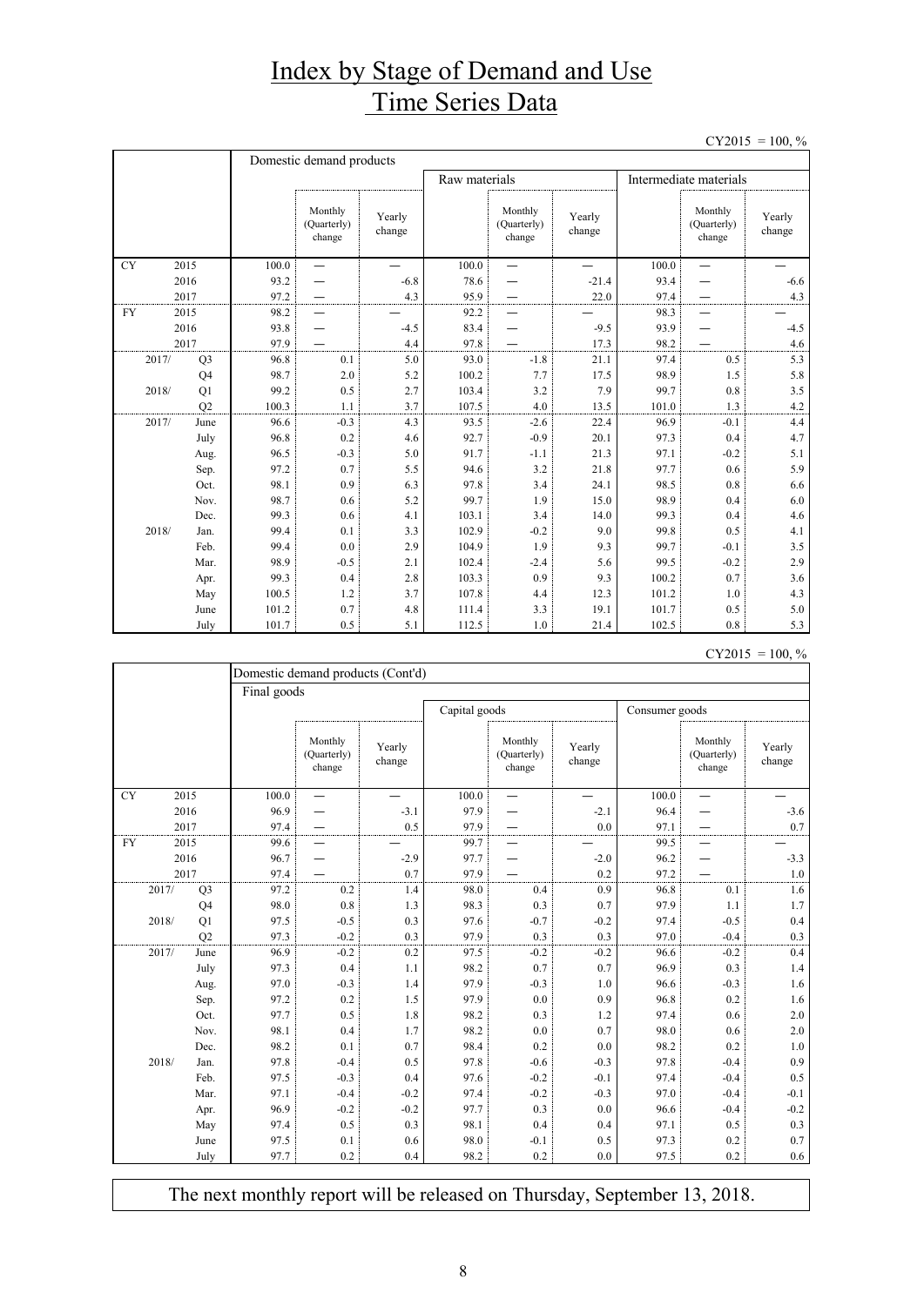# Index by Stage of Demand and Use
# Time Series Data

CY2015 = 100, %

| | | Domestic demand products | | | | | | | | |
|---|---|---|---|---|---|---|---|---|---|---|
| | | | | | Raw materials | | | Intermediate materials | | |
| | | | Monthly (Quarterly) change | Yearly change | | Monthly (Quarterly) change | Yearly change | | Monthly (Quarterly) change | Yearly change |
| CY | 2015 | 100.0 | ― | ― | 100.0 | ― | ― | 100.0 | ― | ― |
| | 2016 | 93.2 | ― | -6.8 | 78.6 | ― | -21.4 | 93.4 | ― | -6.6 |
| | 2017 | 97.2 | ― | 4.3 | 95.9 | ― | 22.0 | 97.4 | ― | 4.3 |
| FY | 2015 | 98.2 | ― | ― | 92.2 | ― | ― | 98.3 | ― | ― |
| | 2016 | 93.8 | ― | -4.5 | 83.4 | ― | -9.5 | 93.9 | ― | -4.5 |
| | 2017 | 97.9 | ― | 4.4 | 97.8 | ― | 17.3 | 98.2 | ― | 4.6 |
| 2017/ | Q3 | 96.8 | 0.1 | 5.0 | 93.0 | -1.8 | 21.1 | 97.4 | 0.5 | 5.3 |
| | Q4 | 98.7 | 2.0 | 5.2 | 100.2 | 7.7 | 17.5 | 98.9 | 1.5 | 5.8 |
| 2018/ | Q1 | 99.2 | 0.5 | 2.7 | 103.4 | 3.2 | 7.9 | 99.7 | 0.8 | 3.5 |
| | Q2 | 100.3 | 1.1 | 3.7 | 107.5 | 4.0 | 13.5 | 101.0 | 1.3 | 4.2 |
| 2017/ | June | 96.6 | -0.3 | 4.3 | 93.5 | -2.6 | 22.4 | 96.9 | -0.1 | 4.4 |
| | July | 96.8 | 0.2 | 4.6 | 92.7 | -0.9 | 20.1 | 97.3 | 0.4 | 4.7 |
| | Aug. | 96.5 | -0.3 | 5.0 | 91.7 | -1.1 | 21.3 | 97.1 | -0.2 | 5.1 |
| | Sep. | 97.2 | 0.7 | 5.5 | 94.6 | 3.2 | 21.8 | 97.7 | 0.6 | 5.9 |
| | Oct. | 98.1 | 0.9 | 6.3 | 97.8 | 3.4 | 24.1 | 98.5 | 0.8 | 6.6 |
| | Nov. | 98.7 | 0.6 | 5.2 | 99.7 | 1.9 | 15.0 | 98.9 | 0.4 | 6.0 |
| | Dec. | 99.3 | 0.6 | 4.1 | 103.1 | 3.4 | 14.0 | 99.3 | 0.4 | 4.6 |
| 2018/ | Jan. | 99.4 | 0.1 | 3.3 | 102.9 | -0.2 | 9.0 | 99.8 | 0.5 | 4.1 |
| | Feb. | 99.4 | 0.0 | 2.9 | 104.9 | 1.9 | 9.3 | 99.7 | -0.1 | 3.5 |
| | Mar. | 98.9 | -0.5 | 2.1 | 102.4 | -2.4 | 5.6 | 99.5 | -0.2 | 2.9 |
| | Apr. | 99.3 | 0.4 | 2.8 | 103.3 | 0.9 | 9.3 | 100.2 | 0.7 | 3.6 |
| | May | 100.5 | 1.2 | 3.7 | 107.8 | 4.4 | 12.3 | 101.2 | 1.0 | 4.3 |
| | June | 101.2 | 0.7 | 4.8 | 111.4 | 3.3 | 19.1 | 101.7 | 0.5 | 5.0 |
| | July | 101.7 | 0.5 | 5.1 | 112.5 | 1.0 | 21.4 | 102.5 | 0.8 | 5.3 |

CY2015 = 100, %

| | | Domestic demand products (Cont'd) | | | | | | | | |
|---|---|---|---|---|---|---|---|---|---|---|
| | | Final goods | | | | | | | | |
| | | | | | Capital goods | | | Consumer goods | | |
| | | | Monthly (Quarterly) change | Yearly change | | Monthly (Quarterly) change | Yearly change | | Monthly (Quarterly) change | Yearly change |
| CY | 2015 | 100.0 | ― | ― | 100.0 | ― | ― | 100.0 | ― | ― |
| | 2016 | 96.9 | ― | -3.1 | 97.9 | ― | -2.1 | 96.4 | ― | -3.6 |
| | 2017 | 97.4 | ― | 0.5 | 97.9 | ― | 0.0 | 97.1 | ― | 0.7 |
| FY | 2015 | 99.6 | ― | ― | 99.7 | ― | ― | 99.5 | ― | ― |
| | 2016 | 96.7 | ― | -2.9 | 97.7 | ― | -2.0 | 96.2 | ― | -3.3 |
| | 2017 | 97.4 | ― | 0.7 | 97.9 | ― | 0.2 | 97.2 | ― | 1.0 |
| 2017/ | Q3 | 97.2 | 0.2 | 1.4 | 98.0 | 0.4 | 0.9 | 96.8 | 0.1 | 1.6 |
| | Q4 | 98.0 | 0.8 | 1.3 | 98.3 | 0.3 | 0.7 | 97.9 | 1.1 | 1.7 |
| 2018/ | Q1 | 97.5 | -0.5 | 0.3 | 97.6 | -0.7 | -0.2 | 97.4 | -0.5 | 0.4 |
| | Q2 | 97.3 | -0.2 | 0.3 | 97.9 | 0.3 | 0.3 | 97.0 | -0.4 | 0.3 |
| 2017/ | June | 96.9 | -0.2 | 0.2 | 97.5 | -0.2 | -0.2 | 96.6 | -0.2 | 0.4 |
| | July | 97.3 | 0.4 | 1.1 | 98.2 | 0.7 | 0.7 | 96.9 | 0.3 | 1.4 |
| | Aug. | 97.0 | -0.3 | 1.4 | 97.9 | -0.3 | 1.0 | 96.6 | -0.3 | 1.6 |
| | Sep. | 97.2 | 0.2 | 1.5 | 97.9 | 0.0 | 0.9 | 96.8 | 0.2 | 1.6 |
| | Oct. | 97.7 | 0.5 | 1.8 | 98.2 | 0.3 | 1.2 | 97.4 | 0.6 | 2.0 |
| | Nov. | 98.1 | 0.4 | 1.7 | 98.2 | 0.0 | 0.7 | 98.0 | 0.6 | 2.0 |
| | Dec. | 98.2 | 0.1 | 0.7 | 98.4 | 0.2 | 0.0 | 98.2 | 0.2 | 1.0 |
| 2018/ | Jan. | 97.8 | -0.4 | 0.5 | 97.8 | -0.6 | -0.3 | 97.8 | -0.4 | 0.9 |
| | Feb. | 97.5 | -0.3 | 0.4 | 97.6 | -0.2 | -0.1 | 97.4 | -0.4 | 0.5 |
| | Mar. | 97.1 | -0.4 | -0.2 | 97.4 | -0.2 | -0.3 | 97.0 | -0.4 | -0.1 |
| | Apr. | 96.9 | -0.2 | -0.2 | 97.7 | 0.3 | 0.0 | 96.6 | -0.4 | -0.2 |
| | May | 97.4 | 0.5 | 0.3 | 98.1 | 0.4 | 0.4 | 97.1 | 0.5 | 0.3 |
| | June | 97.5 | 0.1 | 0.6 | 98.0 | -0.1 | 0.5 | 97.3 | 0.2 | 0.7 |
| | July | 97.7 | 0.2 | 0.4 | 98.2 | 0.2 | 0.0 | 97.5 | 0.2 | 0.6 |

The next monthly report will be released on Thursday, September 13, 2018.